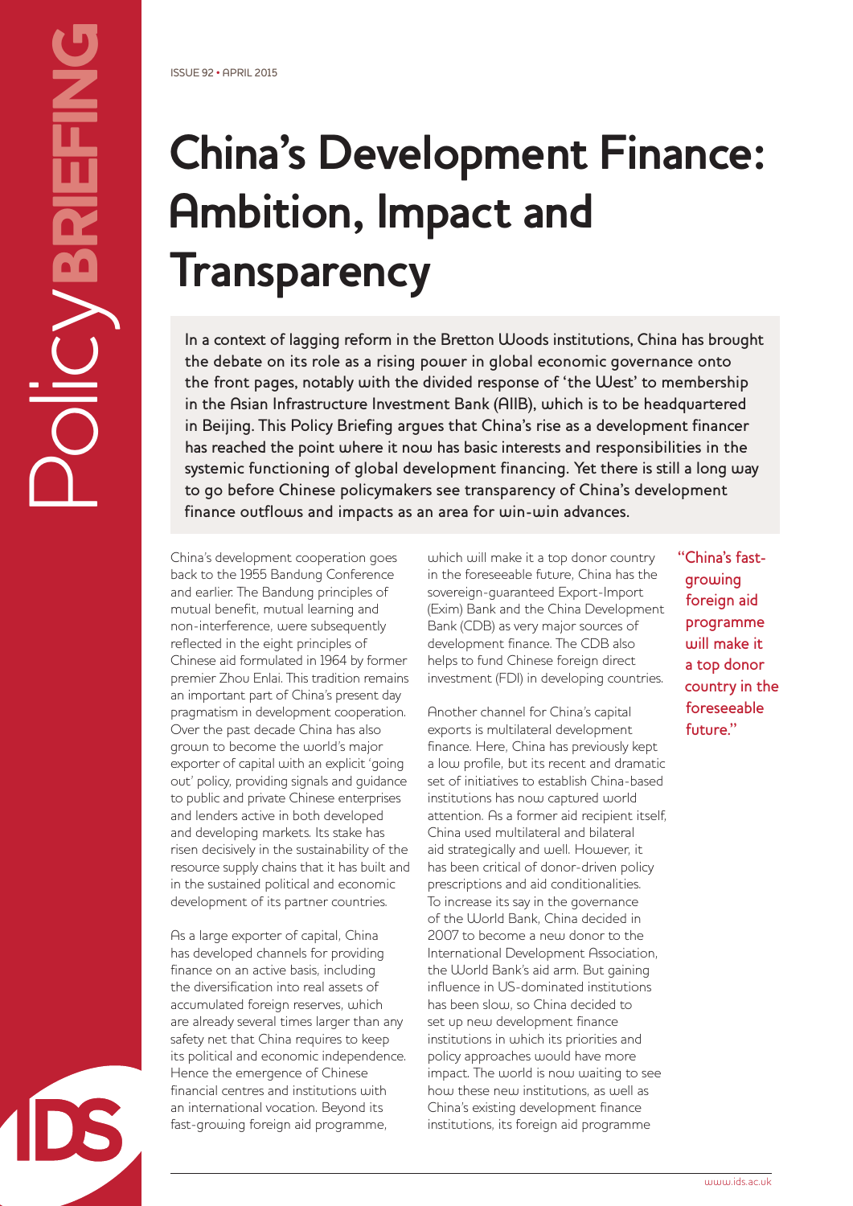ISSUE 92 • APRIL 2015

# China's Development Finance: Ambition, Impact and Transparency

**In a context of lagging reform in the Bretton Woods institutions, China has brought the debate on its role as a rising power in global economic governance onto the front pages, notably with the divided response of 'the West' to membership in the Asian Infrastructure Investment Bank (AIIB), which is to be headquartered in Beijing. This Policy Briefing argues that China's rise as a development financer has reached the point where it now has basic interests and responsibilities in the systemic functioning of global development financing. Yet there is still a long way to go before Chinese policymakers see transparency of China's development finance outflows and impacts as an area for win-win advances.**

China's development cooperation goes back to the 1955 Bandung Conference and earlier. The Bandung principles of mutual benefit, mutual learning and non-interference, were subsequently reflected in the eight principles of Chinese aid formulated in 1964 by former premier Zhou Enlai. This tradition remains an important part of China's present day pragmatism in development cooperation. Over the past decade China has also grown to become the world's major exporter of capital with an explicit 'going out' policy, providing signals and guidance to public and private Chinese enterprises and lenders active in both developed and developing markets. Its stake has risen decisively in the sustainability of the resource supply chains that it has built and in the sustained political and economic development of its partner countries.

As a large exporter of capital, China has developed channels for providing finance on an active basis, including the diversification into real assets of accumulated foreign reserves, which are already several times larger than any safety net that China requires to keep its political and economic independence. Hence the emergence of Chinese financial centres and institutions with an international vocation. Beyond its fast-growing foreign aid programme, which will make it a top donor country in the foreseeable future, China has the sovereign-guaranteed Export-Import (Exim) Bank and the China Development Bank (CDB) as very major sources of development finance. The CDB also helps to fund Chinese foreign direct investment (FDI) in developing countries.

Another channel for China's capital exports is multilateral development finance. Here, China has previously kept a low profile, but its recent and dramatic set of initiatives to establish China-based institutions has now captured world attention. As a former aid recipient itself, China used multilateral and bilateral aid strategically and well. However, it has been critical of donor-driven policy prescriptions and aid conditionalities. To increase its say in the governance of the World Bank, China decided in 2007 to become a new donor to the International Development Association, the World Bank's aid arm. But gaining influence in US-dominated institutions has been slow, so China decided to set up new development finance institutions in which its priorities and policy approaches would have more impact. The world is now waiting to see how these new institutions, as well as China's existing development finance institutions, its foreign aid programme

> "China's fast-growing foreign aid programme will make it a top donor country in the foreseeable future."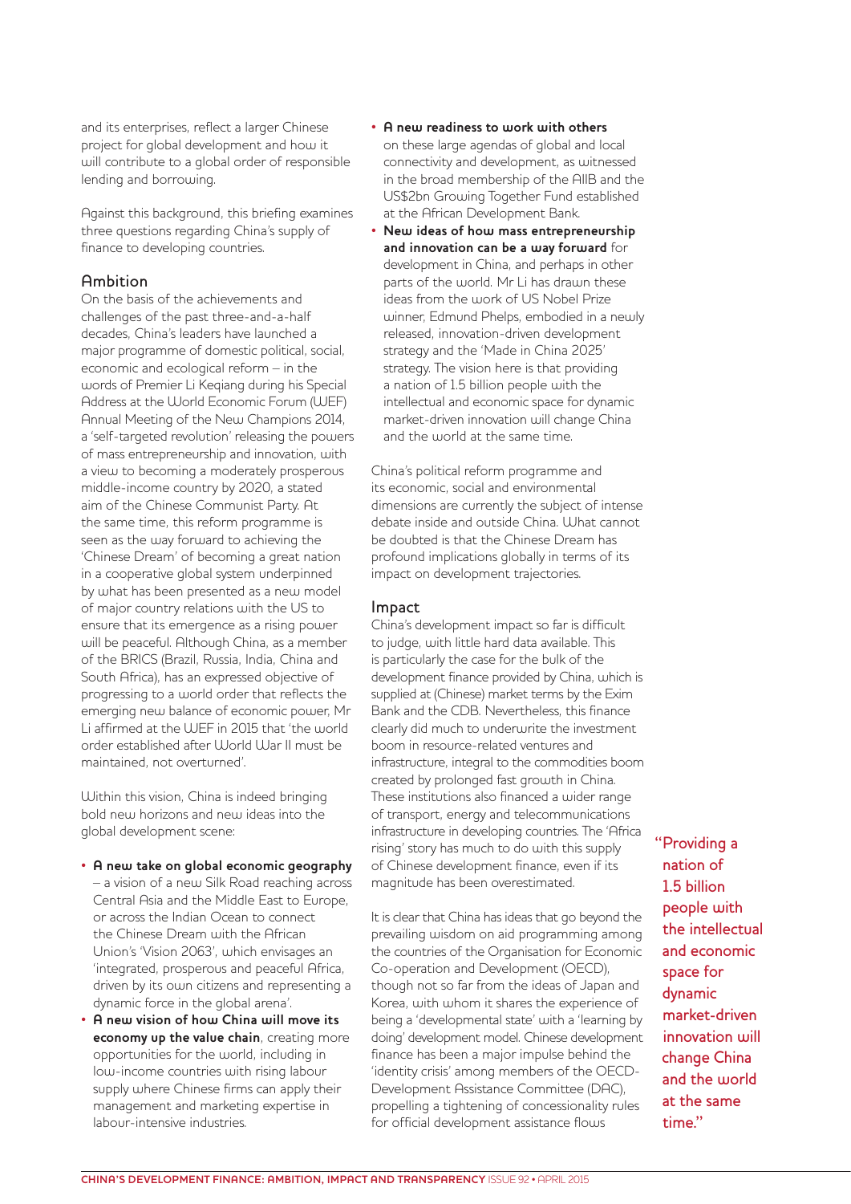and its enterprises, reflect a larger Chinese project for global development and how it will contribute to a global order of responsible lending and borrowing.

Against this background, this briefing examines three questions regarding China's supply of finance to developing countries.

## Ambition

On the basis of the achievements and challenges of the past three-and-a-half decades, China's leaders have launched a major programme of domestic political, social, economic and ecological reform – in the words of Premier Li Keqiang during his Special Address at the World Economic Forum (WEF) Annual Meeting of the New Champions 2014, a 'self-targeted revolution' releasing the powers of mass entrepreneurship and innovation, with a view to becoming a moderately prosperous middle-income country by 2020, a stated aim of the Chinese Communist Party. At the same time, this reform programme is seen as the way forward to achieving the 'Chinese Dream' of becoming a great nation in a cooperative global system underpinned by what has been presented as a new model of major country relations with the US to ensure that its emergence as a rising power will be peaceful. Although China, as a member of the BRICS (Brazil, Russia, India, China and South Africa), has an expressed objective of progressing to a world order that reflects the emerging new balance of economic power, Mr Li affirmed at the WEF in 2015 that 'the world order established after World War II must be maintained, not overturned'.

Within this vision, China is indeed bringing bold new horizons and new ideas into the global development scene:

- **A new take on global economic geography** – a vision of a new Silk Road reaching across Central Asia and the Middle East to Europe, or across the Indian Ocean to connect the Chinese Dream with the African Union's 'Vision 2063', which envisages an 'integrated, prosperous and peaceful Africa, driven by its own citizens and representing a dynamic force in the global arena'.
- **A new vision of how China will move its economy up the value chain**, creating more opportunities for the world, including in low-income countries with rising labour supply where Chinese firms can apply their management and marketing expertise in labour-intensive industries.
- **A new readiness to work with others** on these large agendas of global and local connectivity and development, as witnessed in the broad membership of the AIIB and the US$2bn Growing Together Fund established at the African Development Bank.
- **New ideas of how mass entrepreneurship and innovation can be a way forward** for development in China, and perhaps in other parts of the world. Mr Li has drawn these ideas from the work of US Nobel Prize winner, Edmund Phelps, embodied in a newly released, innovation-driven development strategy and the 'Made in China 2025' strategy. The vision here is that providing a nation of 1.5 billion people with the intellectual and economic space for dynamic market-driven innovation will change China and the world at the same time.

China's political reform programme and its economic, social and environmental dimensions are currently the subject of intense debate inside and outside China. What cannot be doubted is that the Chinese Dream has profound implications globally in terms of its impact on development trajectories.

## Impact

China's development impact so far is difficult to judge, with little hard data available. This is particularly the case for the bulk of the development finance provided by China, which is supplied at (Chinese) market terms by the Exim Bank and the CDB. Nevertheless, this finance clearly did much to underwrite the investment boom in resource-related ventures and infrastructure, integral to the commodities boom created by prolonged fast growth in China. These institutions also financed a wider range of transport, energy and telecommunications infrastructure in developing countries. The 'Africa rising' story has much to do with this supply of Chinese development finance, even if its magnitude has been overestimated.

It is clear that China has ideas that go beyond the prevailing wisdom on aid programming among the countries of the Organisation for Economic Co-operation and Development (OECD), though not so far from the ideas of Japan and Korea, with whom it shares the experience of being a 'developmental state' with a 'learning by doing' development model. Chinese development finance has been a major impulse behind the 'identity crisis' among members of the OECD-Development Assistance Committee (DAC), propelling a tightening of concessionality rules for official development assistance flows

> "Providing a nation of 1.5 billion people with the intellectual and economic space for dynamic market-driven innovation will change China and the world at the same time."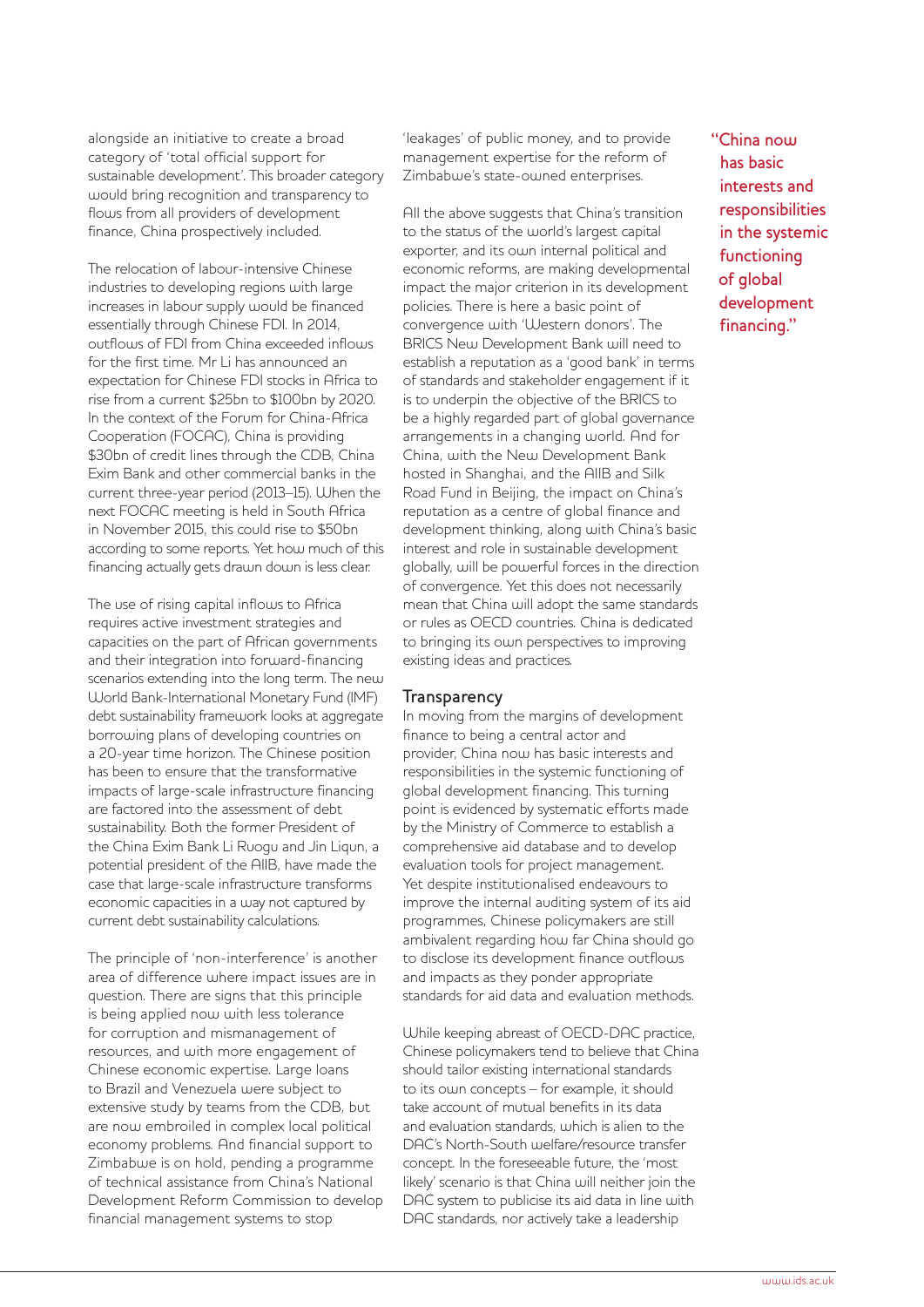alongside an initiative to create a broad category of 'total official support for sustainable development'. This broader category would bring recognition and transparency to flows from all providers of development finance, China prospectively included.

The relocation of labour-intensive Chinese industries to developing regions with large increases in labour supply would be financed essentially through Chinese FDI. In 2014, outflows of FDI from China exceeded inflows for the first time. Mr Li has announced an expectation for Chinese FDI stocks in Africa to rise from a current $25bn to $100bn by 2020. In the context of the Forum for China-Africa Cooperation (FOCAC), China is providing $30bn of credit lines through the CDB, China Exim Bank and other commercial banks in the current three-year period (2013–15). When the next FOCAC meeting is held in South Africa in November 2015, this could rise to $50bn according to some reports. Yet how much of this financing actually gets drawn down is less clear.

The use of rising capital inflows to Africa requires active investment strategies and capacities on the part of African governments and their integration into forward-financing scenarios extending into the long term. The new World Bank-International Monetary Fund (IMF) debt sustainability framework looks at aggregate borrowing plans of developing countries on a 20-year time horizon. The Chinese position has been to ensure that the transformative impacts of large-scale infrastructure financing are factored into the assessment of debt sustainability. Both the former President of the China Exim Bank Li Ruogu and Jin Liqun, a potential president of the AIIB, have made the case that large-scale infrastructure transforms economic capacities in a way not captured by current debt sustainability calculations.

The principle of 'non-interference' is another area of difference where impact issues are in question. There are signs that this principle is being applied now with less tolerance for corruption and mismanagement of resources, and with more engagement of Chinese economic expertise. Large loans to Brazil and Venezuela were subject to extensive study by teams from the CDB, but are now embroiled in complex local political economy problems. And financial support to Zimbabwe is on hold, pending a programme of technical assistance from China's National Development Reform Commission to develop financial management systems to stop 'leakages' of public money, and to provide management expertise for the reform of Zimbabwe's state-owned enterprises.

All the above suggests that China's transition to the status of the world's largest capital exporter, and its own internal political and economic reforms, are making developmental impact the major criterion in its development policies. There is here a basic point of convergence with 'Western donors'. The BRICS New Development Bank will need to establish a reputation as a 'good bank' in terms of standards and stakeholder engagement if it is to underpin the objective of the BRICS to be a highly regarded part of global governance arrangements in a changing world. And for China, with the New Development Bank hosted in Shanghai, and the AIIB and Silk Road Fund in Beijing, the impact on China's reputation as a centre of global finance and development thinking, along with China's basic interest and role in sustainable development globally, will be powerful forces in the direction of convergence. Yet this does not necessarily mean that China will adopt the same standards or rules as OECD countries. China is dedicated to bringing its own perspectives to improving existing ideas and practices.

## Transparency

In moving from the margins of development finance to being a central actor and provider, China now has basic interests and responsibilities in the systemic functioning of global development financing. This turning point is evidenced by systematic efforts made by the Ministry of Commerce to establish a comprehensive aid database and to develop evaluation tools for project management. Yet despite institutionalised endeavours to improve the internal auditing system of its aid programmes, Chinese policymakers are still ambivalent regarding how far China should go to disclose its development finance outflows and impacts as they ponder appropriate standards for aid data and evaluation methods.

While keeping abreast of OECD-DAC practice, Chinese policymakers tend to believe that China should tailor existing international standards to its own concepts – for example, it should take account of mutual benefits in its data and evaluation standards, which is alien to the DAC's North-South welfare/resource transfer concept. In the foreseeable future, the 'most likely' scenario is that China will neither join the DAC system to publicise its aid data in line with DAC standards, nor actively take a leadership

> "China now has basic interests and responsibilities in the systemic functioning of global development financing."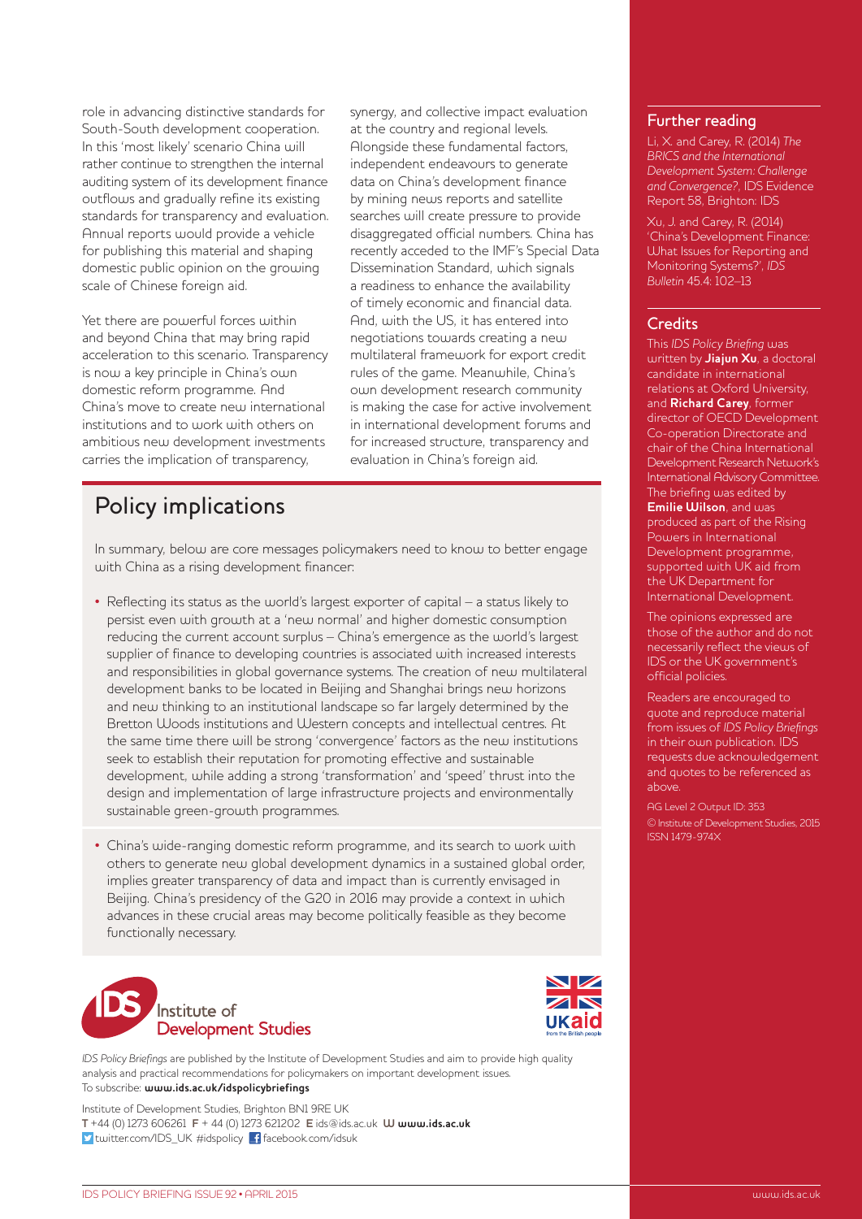role in advancing distinctive standards for South-South development cooperation. In this 'most likely' scenario China will rather continue to strengthen the internal auditing system of its development finance outflows and gradually refine its existing standards for transparency and evaluation. Annual reports would provide a vehicle for publishing this material and shaping domestic public opinion on the growing scale of Chinese foreign aid.

Yet there are powerful forces within and beyond China that may bring rapid acceleration to this scenario. Transparency is now a key principle in China's own domestic reform programme. And China's move to create new international institutions and to work with others on ambitious new development investments carries the implication of transparency, synergy, and collective impact evaluation at the country and regional levels. Alongside these fundamental factors, independent endeavours to generate data on China's development finance by mining news reports and satellite searches will create pressure to provide disaggregated official numbers. China has recently acceded to the IMF's Special Data Dissemination Standard, which signals a readiness to enhance the availability of timely economic and financial data. And, with the US, it has entered into negotiations towards creating a new multilateral framework for export credit rules of the game. Meanwhile, China's own development research community is making the case for active involvement in international development forums and for increased structure, transparency and evaluation in China's foreign aid.

## Policy implications

In summary, below are core messages policymakers need to know to better engage with China as a rising development financer:

- Reflecting its status as the world's largest exporter of capital – a status likely to persist even with growth at a 'new normal' and higher domestic consumption reducing the current account surplus – China's emergence as the world's largest supplier of finance to developing countries is associated with increased interests and responsibilities in global governance systems. The creation of new multilateral development banks to be located in Beijing and Shanghai brings new horizons and new thinking to an institutional landscape so far largely determined by the Bretton Woods institutions and Western concepts and intellectual centres. At the same time there will be strong 'convergence' factors as the new institutions seek to establish their reputation for promoting effective and sustainable development, while adding a strong 'transformation' and 'speed' thrust into the design and implementation of large infrastructure projects and environmentally sustainable green-growth programmes.
- China's wide-ranging domestic reform programme, and its search to work with others to generate new global development dynamics in a sustained global order, implies greater transparency of data and impact than is currently envisaged in Beijing. China's presidency of the G20 in 2016 may provide a context in which advances in these crucial areas may become politically feasible as they become functionally necessary.

## Further reading

Li, X. and Carey, R. (2014) *The BRICS and the International Development System: Challenge and Convergence?*, IDS Evidence Report 58, Brighton: IDS

Xu, J. and Carey, R. (2014) 'China's Development Finance: What Issues for Reporting and Monitoring Systems?', *IDS Bulletin* 45.4: 102–13

## Credits

This *IDS Policy Briefing* was written by **Jiajun Xu**, a doctoral candidate in international relations at Oxford University, and **Richard Carey**, former director of OECD Development Co-operation Directorate and chair of the China International Development Research Network's International Advisory Committee. The briefing was edited by **Emilie Wilson**, and was produced as part of the Rising Powers in International Development programme, supported with UK aid from the UK Department for International Development.

The opinions expressed are those of the author and do not necessarily reflect the views of IDS or the UK government's official policies.

Readers are encouraged to quote and reproduce material from issues of *IDS Policy Briefings* in their own publication. IDS requests due acknowledgement and quotes to be referenced as above.

AG Level 2 Output ID: 353

© Institute of Development Studies, 2015
ISSN 1479-974X

Institute of Development Studies

UK aid from the British people

*IDS Policy Briefings* are published by the Institute of Development Studies and aim to provide high quality analysis and practical recommendations for policymakers on important development issues.
To subscribe: **www.ids.ac.uk/idspolicybriefings**

Institute of Development Studies, Brighton BN1 9RE UK
**T** +44 (0) 1273 606261 **F** + 44 (0) 1273 621202 **E** ids@ids.ac.uk **W** **www.ids.ac.uk**
twitter.com/IDS_UK #idspolicy facebook.com/idsuk

IDS POLICY BRIEFING ISSUE 92 • APRIL 2015